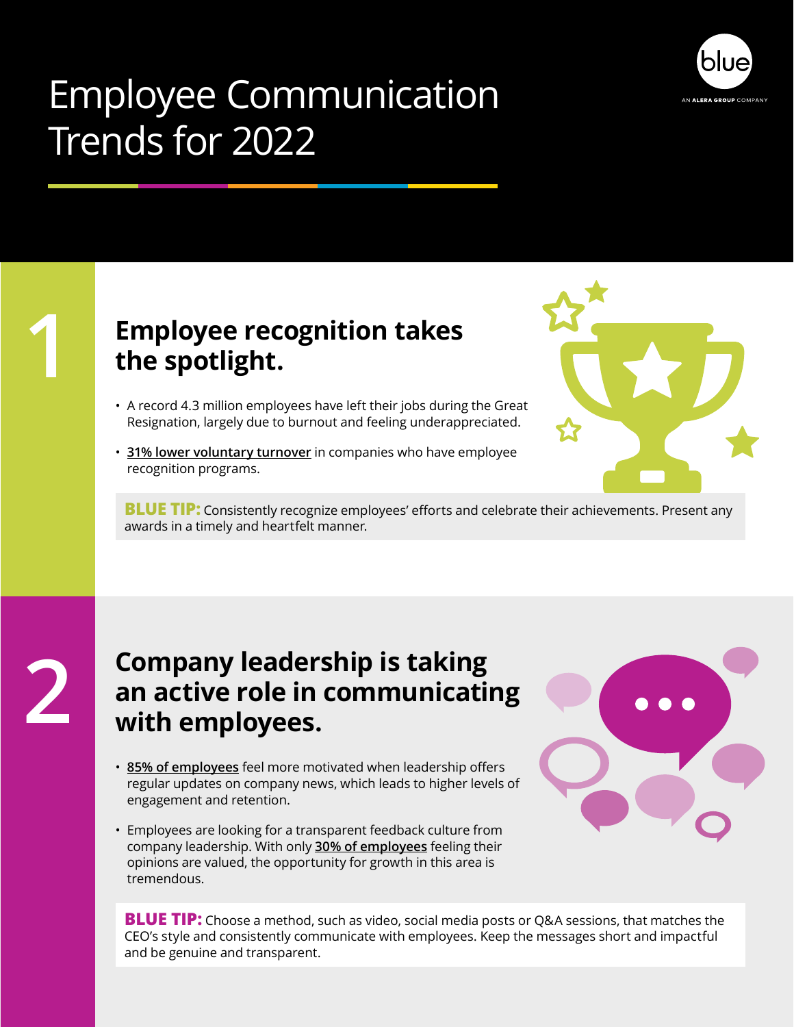# Employee Communication Trends for 2022

## 1

## Employee recognition takes the spotlight.

- A record 4.3 million employees have left their jobs during the Great Resignation, largely due to burnout and feeling underappreciated.
- **31% lower voluntary turnover** in companies who have employee recognition programs.

**BLUE TIP:** Consistently recognize employees' efforts and celebrate their achievements. Present any awards in a timely and heartfelt manner.

## 2

## Company leadership is taking an active role in communicating with employees.

- **85% of employees** feel more motivated when leadership offers regular updates on company news, which leads to higher levels of engagement and retention.
- Employees are looking for a transparent feedback culture from company leadership. With only **30% of employees** feeling their opinions are valued, the opportunity for growth in this area is tremendous.

**BLUE TIP:** Choose a method, such as video, social media posts or Q&A sessions, that matches the CEO's style and consistently communicate with employees. Keep the messages short and impactful and be genuine and transparent.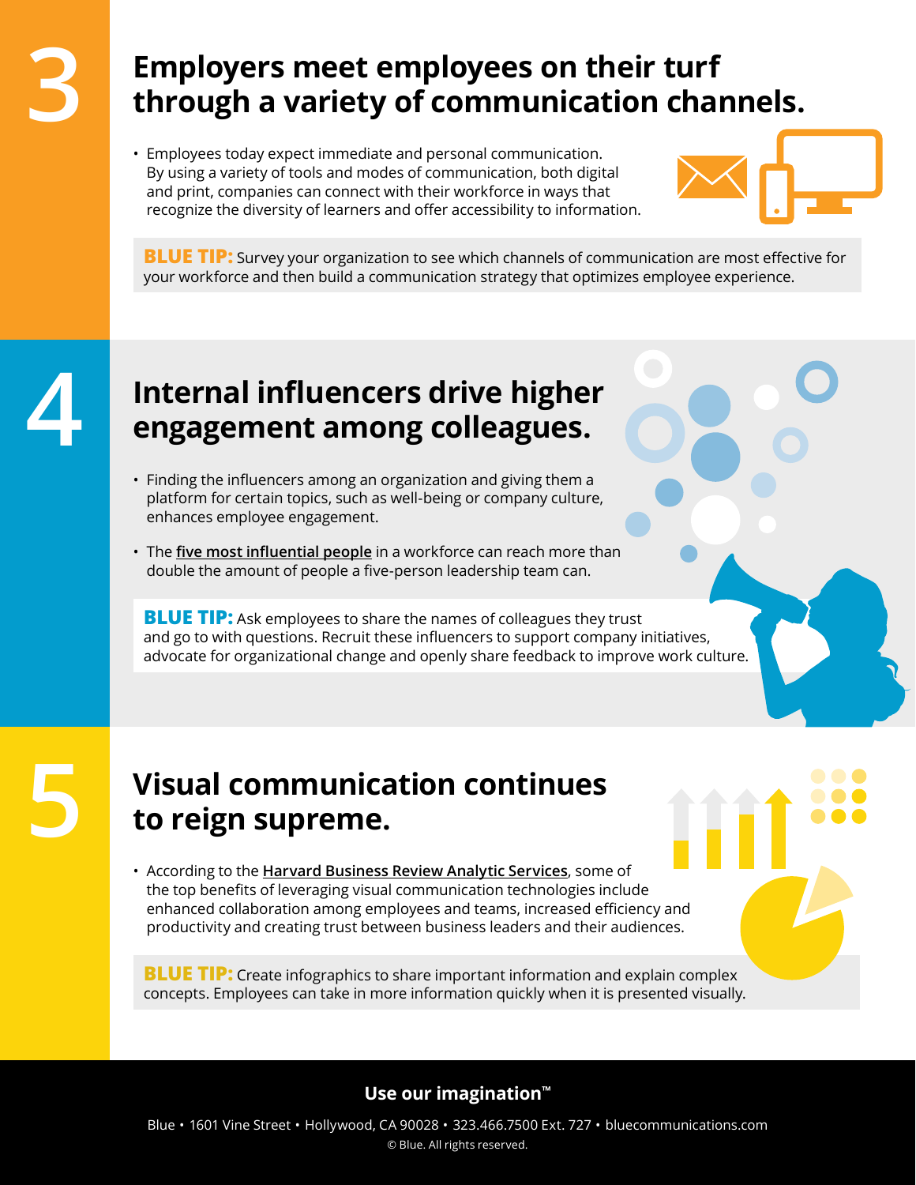## 3 Employers meet employees on their turf through a variety of communication channels.

- Employees today expect immediate and personal communication. By using a variety of tools and modes of communication, both digital and print, companies can connect with their workforce in ways that recognize the diversity of learners and offer accessibility to information.

**BLUE TIP:** Survey your organization to see which channels of communication are most effective for your workforce and then build a communication strategy that optimizes employee experience.

## 4 Internal influencers drive higher engagement among colleagues.

- Finding the influencers among an organization and giving them a platform for certain topics, such as well-being or company culture, enhances employee engagement.
- The **five most influential people** in a workforce can reach more than double the amount of people a five-person leadership team can.

**BLUE TIP:** Ask employees to share the names of colleagues they trust and go to with questions. Recruit these influencers to support company initiatives, advocate for organizational change and openly share feedback to improve work culture.

## 5 Visual communication continues to reign supreme.

- According to the **Harvard Business Review Analytic Services**, some of the top benefits of leveraging visual communication technologies include enhanced collaboration among employees and teams, increased efficiency and productivity and creating trust between business leaders and their audiences.

**BLUE TIP:** Create infographics to share important information and explain complex concepts. Employees can take in more information quickly when it is presented visually.

**Use our imagination™**

Blue • 1601 Vine Street • Hollywood, CA 90028 • 323.466.7500 Ext. 727 • bluecommunications.com

© Blue. All rights reserved.